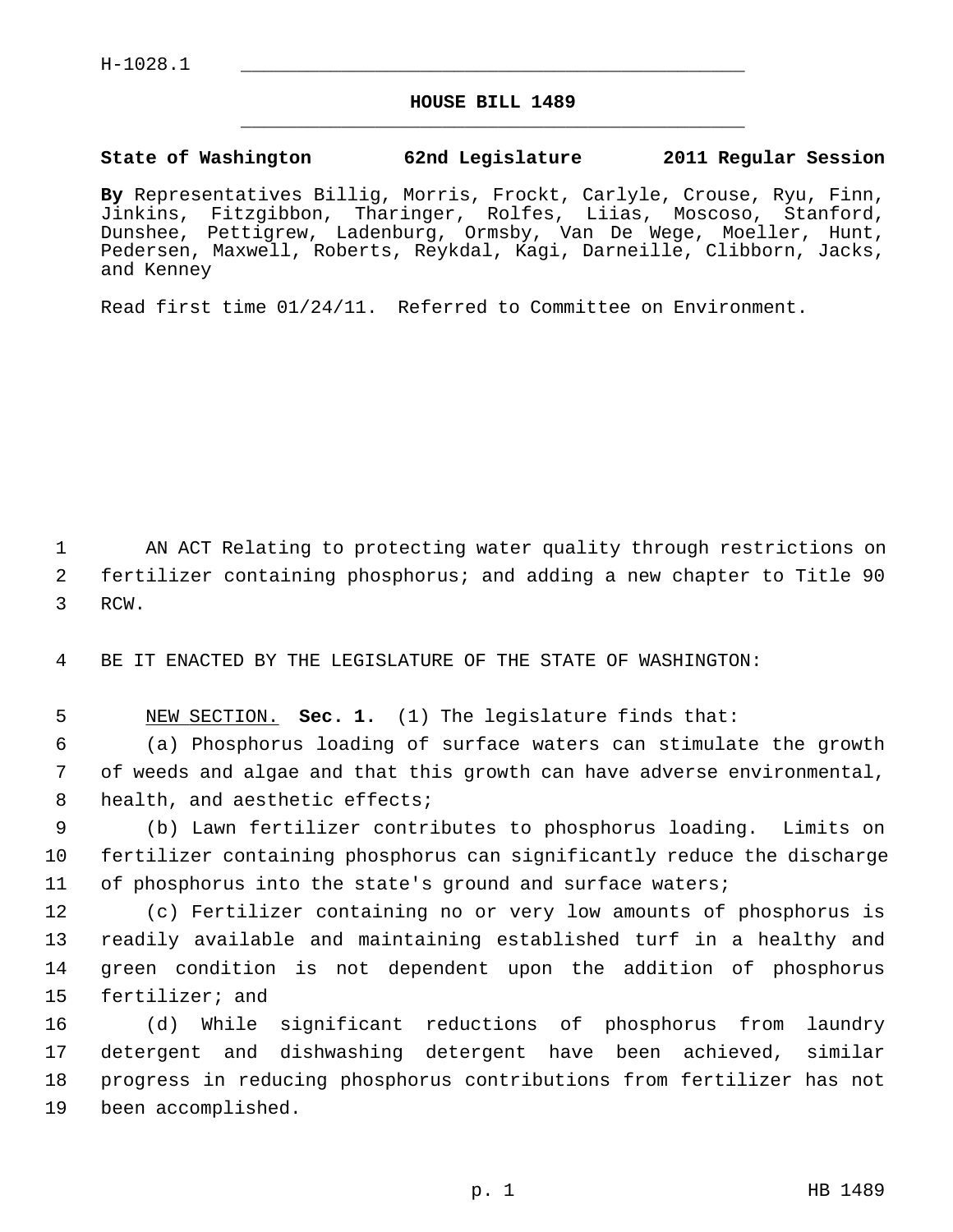H-1028.1

# HOUSE BILL 1489

**State of Washington 62nd Legislature 2011 Regular Session**

**By** Representatives Billig, Morris, Frockt, Carlyle, Crouse, Ryu, Finn, Jinkins, Fitzgibbon, Tharinger, Rolfes, Liias, Moscoso, Stanford, Dunshee, Pettigrew, Ladenburg, Ormsby, Van De Wege, Moeller, Hunt, Pedersen, Maxwell, Roberts, Reykdal, Kagi, Darneille, Clibborn, Jacks, and Kenney

Read first time 01/24/11. Referred to Committee on Environment.

AN ACT Relating to protecting water quality through restrictions on fertilizer containing phosphorus; and adding a new chapter to Title 90 RCW.

BE IT ENACTED BY THE LEGISLATURE OF THE STATE OF WASHINGTON:

NEW SECTION. **Sec. 1.** (1) The legislature finds that:

(a) Phosphorus loading of surface waters can stimulate the growth of weeds and algae and that this growth can have adverse environmental, health, and aesthetic effects;

(b) Lawn fertilizer contributes to phosphorus loading. Limits on fertilizer containing phosphorus can significantly reduce the discharge of phosphorus into the state's ground and surface waters;

(c) Fertilizer containing no or very low amounts of phosphorus is readily available and maintaining established turf in a healthy and green condition is not dependent upon the addition of phosphorus fertilizer; and

(d) While significant reductions of phosphorus from laundry detergent and dishwashing detergent have been achieved, similar progress in reducing phosphorus contributions from fertilizer has not been accomplished.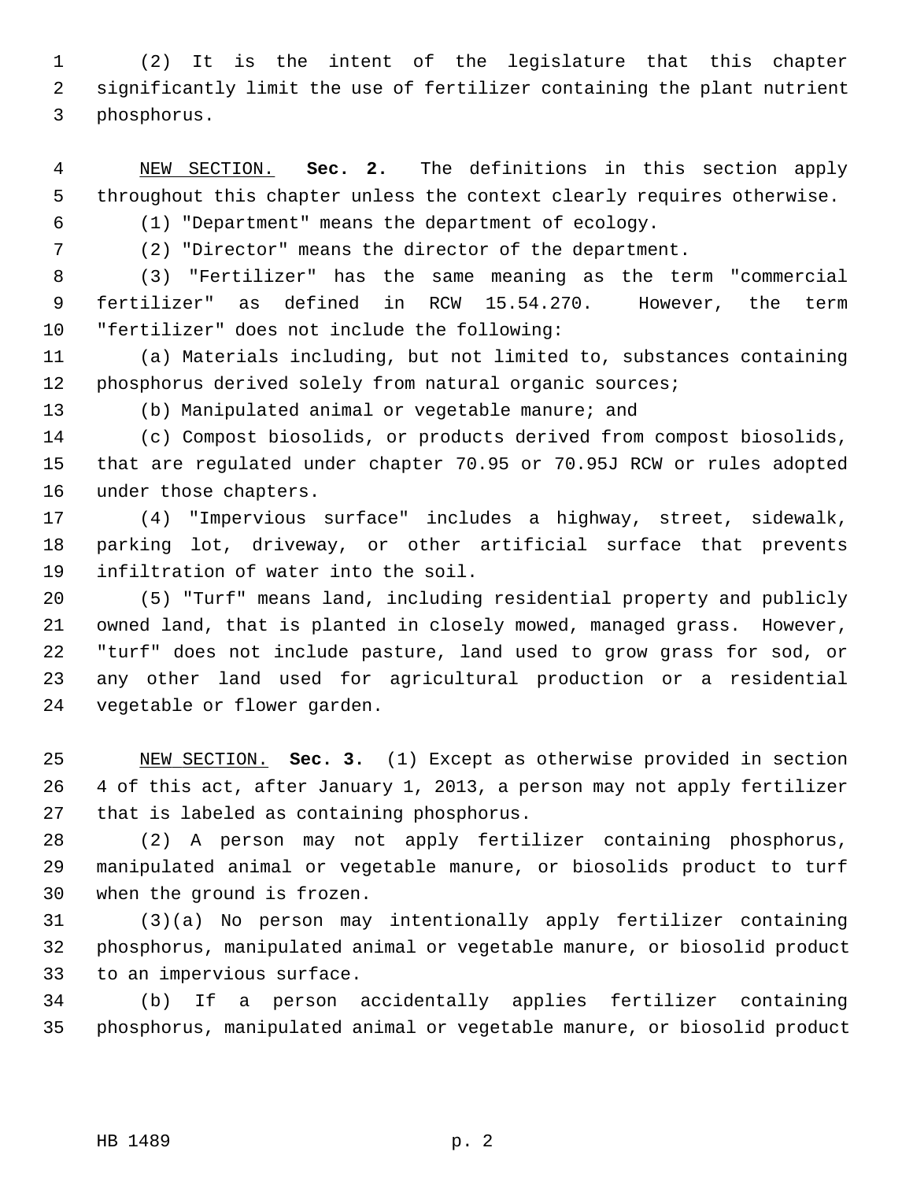(2) It is the intent of the legislature that this chapter significantly limit the use of fertilizer containing the plant nutrient phosphorus.

NEW SECTION. **Sec. 2.** The definitions in this section apply throughout this chapter unless the context clearly requires otherwise.

(1) "Department" means the department of ecology.

(2) "Director" means the director of the department.

(3) "Fertilizer" has the same meaning as the term "commercial fertilizer" as defined in RCW 15.54.270. However, the term "fertilizer" does not include the following:

(a) Materials including, but not limited to, substances containing phosphorus derived solely from natural organic sources;

(b) Manipulated animal or vegetable manure; and

(c) Compost biosolids, or products derived from compost biosolids, that are regulated under chapter 70.95 or 70.95J RCW or rules adopted under those chapters.

(4) "Impervious surface" includes a highway, street, sidewalk, parking lot, driveway, or other artificial surface that prevents infiltration of water into the soil.

(5) "Turf" means land, including residential property and publicly owned land, that is planted in closely mowed, managed grass. However, "turf" does not include pasture, land used to grow grass for sod, or any other land used for agricultural production or a residential vegetable or flower garden.

NEW SECTION. **Sec. 3.** (1) Except as otherwise provided in section 4 of this act, after January 1, 2013, a person may not apply fertilizer that is labeled as containing phosphorus.

(2) A person may not apply fertilizer containing phosphorus, manipulated animal or vegetable manure, or biosolids product to turf when the ground is frozen.

(3)(a) No person may intentionally apply fertilizer containing phosphorus, manipulated animal or vegetable manure, or biosolid product to an impervious surface.

(b) If a person accidentally applies fertilizer containing phosphorus, manipulated animal or vegetable manure, or biosolid product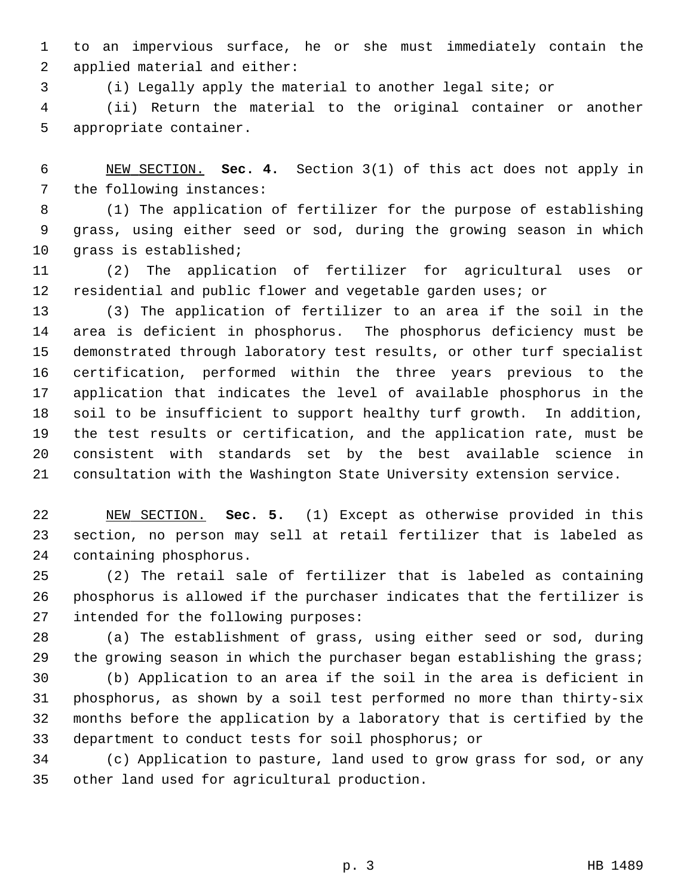to an impervious surface, he or she must immediately contain the applied material and either:

(i) Legally apply the material to another legal site; or

(ii) Return the material to the original container or another appropriate container.

NEW SECTION. **Sec. 4.** Section 3(1) of this act does not apply in the following instances:

(1) The application of fertilizer for the purpose of establishing grass, using either seed or sod, during the growing season in which grass is established;

(2) The application of fertilizer for agricultural uses or residential and public flower and vegetable garden uses; or

(3) The application of fertilizer to an area if the soil in the area is deficient in phosphorus. The phosphorus deficiency must be demonstrated through laboratory test results, or other turf specialist certification, performed within the three years previous to the application that indicates the level of available phosphorus in the soil to be insufficient to support healthy turf growth. In addition, the test results or certification, and the application rate, must be consistent with standards set by the best available science in consultation with the Washington State University extension service.

NEW SECTION. **Sec. 5.** (1) Except as otherwise provided in this section, no person may sell at retail fertilizer that is labeled as containing phosphorus.

(2) The retail sale of fertilizer that is labeled as containing phosphorus is allowed if the purchaser indicates that the fertilizer is intended for the following purposes:

(a) The establishment of grass, using either seed or sod, during the growing season in which the purchaser began establishing the grass;

(b) Application to an area if the soil in the area is deficient in phosphorus, as shown by a soil test performed no more than thirty-six months before the application by a laboratory that is certified by the department to conduct tests for soil phosphorus; or

(c) Application to pasture, land used to grow grass for sod, or any other land used for agricultural production.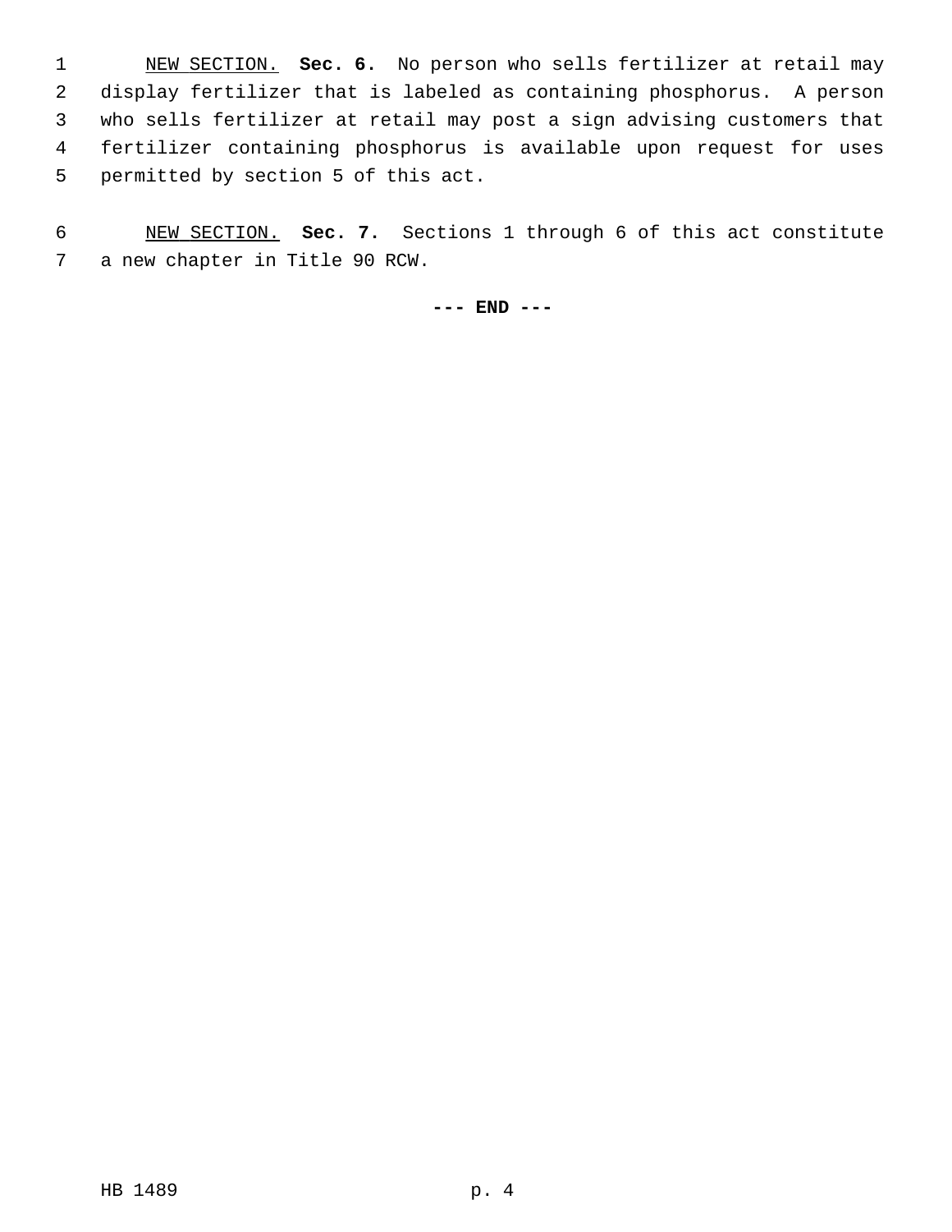NEW SECTION. **Sec. 6.** No person who sells fertilizer at retail may display fertilizer that is labeled as containing phosphorus. A person who sells fertilizer at retail may post a sign advising customers that fertilizer containing phosphorus is available upon request for uses permitted by section 5 of this act.

NEW SECTION. **Sec. 7.** Sections 1 through 6 of this act constitute a new chapter in Title 90 RCW.

**--- END ---**